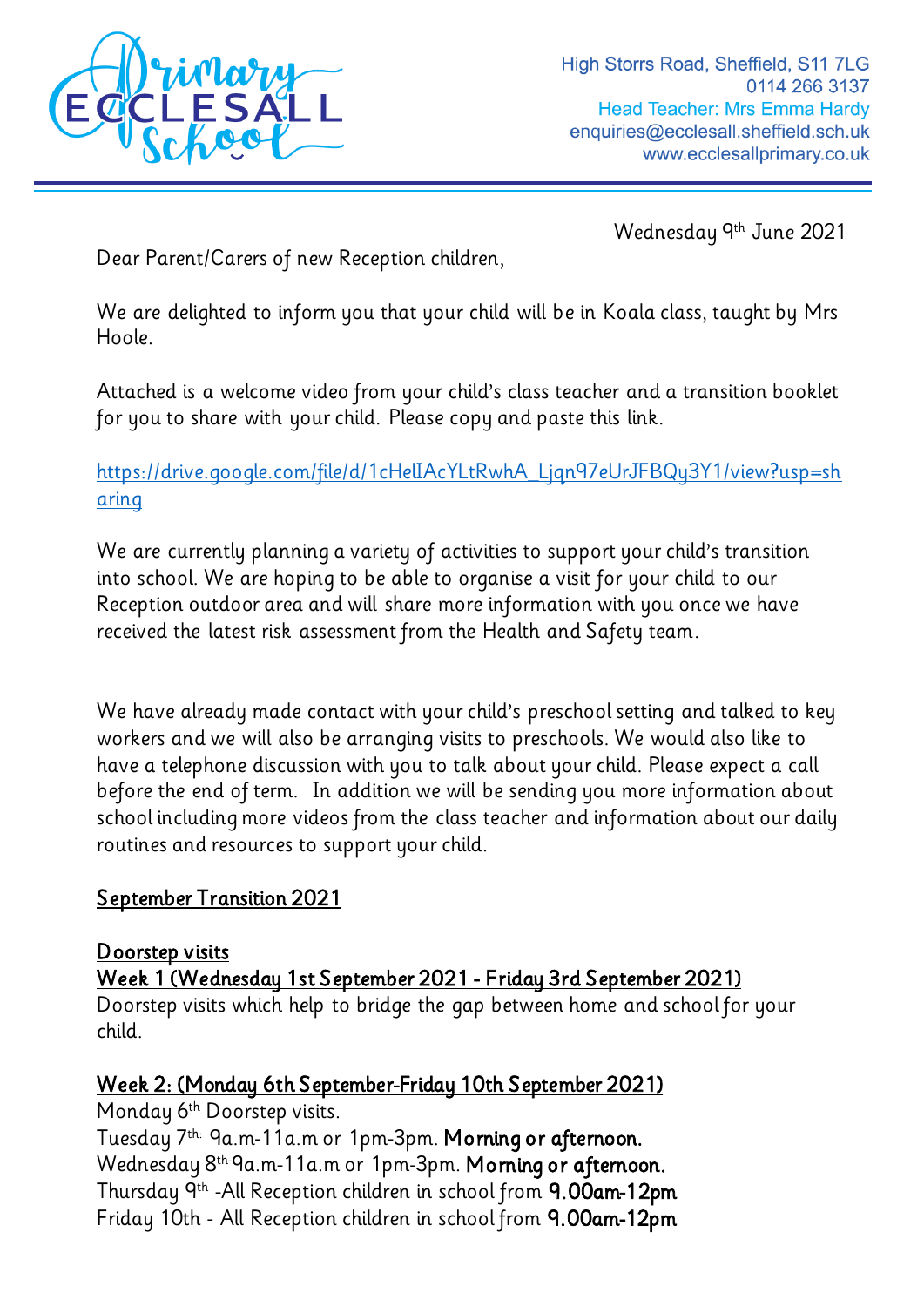High Storrs Road, Sheffield, S11 7LG
0114 266 3137
Head Teacher: Mrs Emma Hardy
enquiries@ecclesall.sheffield.sch.uk
www.ecclesallprimary.co.uk

Wednesday 9th June 2021

Dear Parent/Carers of new Reception children,

We are delighted to inform you that your child will be in Koala class, taught by Mrs Hoole.

Attached is a welcome video from your child's class teacher and a transition booklet for you to share with your child. Please copy and paste this link.

https://drive.google.com/file/d/1cHelIAcYLtRwhA_Ljqn97eUrJFBQy3Y1/view?usp=sharing

We are currently planning a variety of activities to support your child's transition into school. We are hoping to be able to organise a visit for your child to our Reception outdoor area and will share more information with you once we have received the latest risk assessment from the Health and Safety team.

We have already made contact with your child's preschool setting and talked to key workers and we will also be arranging visits to preschools. We would also like to have a telephone discussion with you to talk about your child. Please expect a call before the end of term. In addition we will be sending you more information about school including more videos from the class teacher and information about our daily routines and resources to support your child.

## September Transition 2021

### Doorstep visits

### Week 1 (Wednesday 1st September 2021 - Friday 3rd September 2021)

Doorstep visits which help to bridge the gap between home and school for your child.

### Week 2: (Monday 6th September-Friday 10th September 2021)

Monday 6th Doorstep visits.
Tuesday 7th: 9a.m-11a.m or 1pm-3pm. **Morning or afternoon.**
Wednesday 8th-9a.m-11a.m or 1pm-3pm. **Morning or afternoon.**
Thursday 9th -All Reception children in school from **9.00am-12pm**
Friday 10th - All Reception children in school from **9.00am-12pm**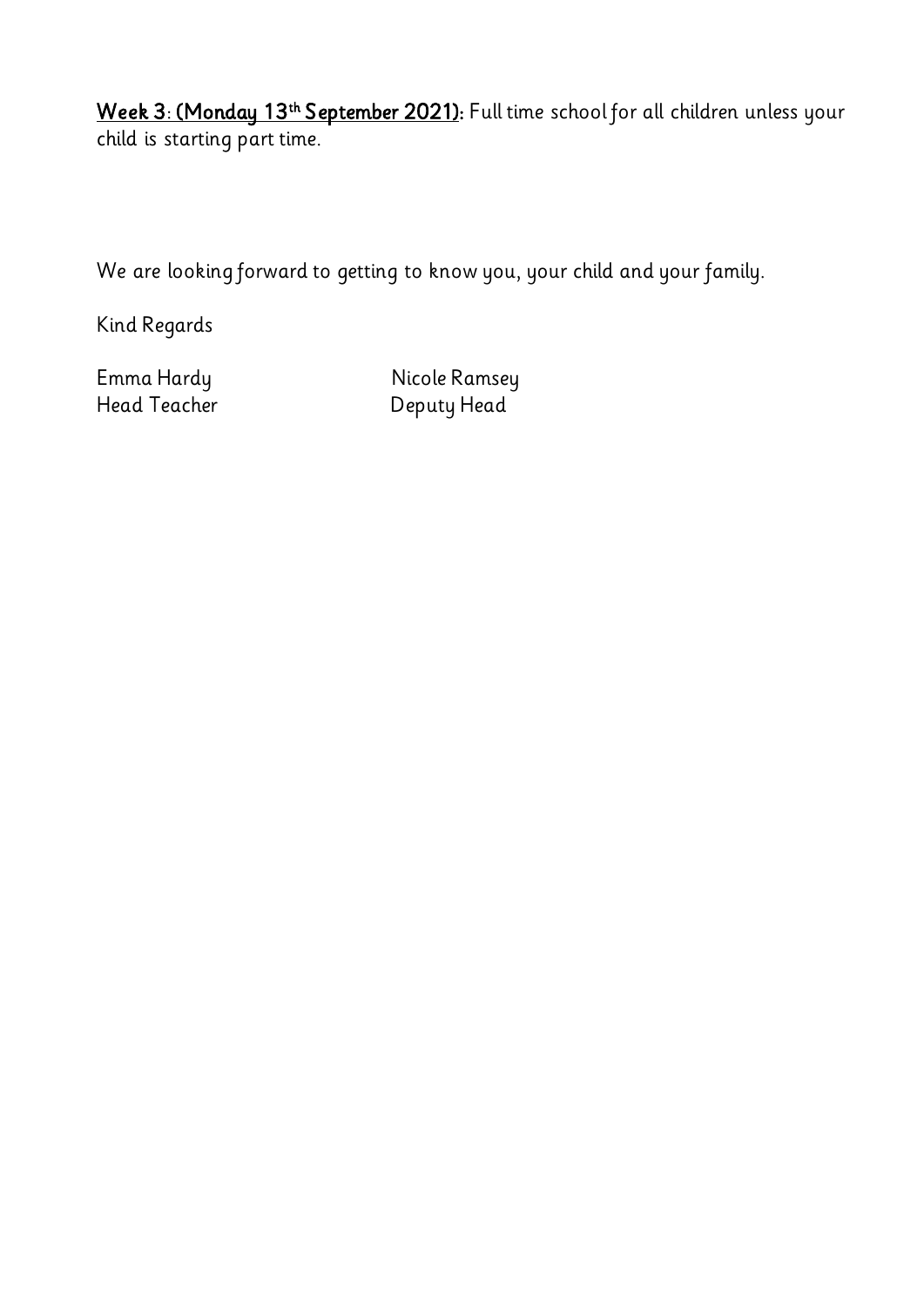**Week 3: (Monday 13th September 2021):** Full time school for all children unless your child is starting part time.

We are looking forward to getting to know you, your child and your family.

Kind Regards

Emma Hardy  
Head Teacher

Nicole Ramsey  
Deputy Head